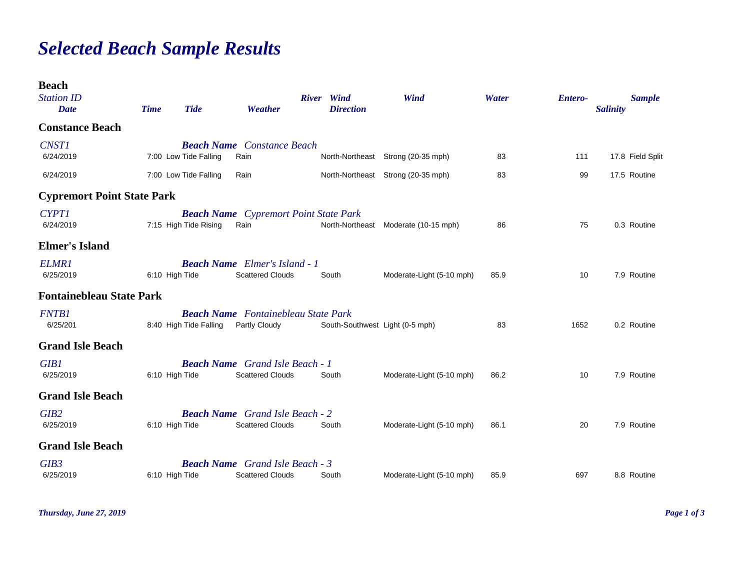# Selected Beach Sample Results

| Beach / Station ID / Date | Time | Tide | Weather | River | Wind Direction | Wind | Water | Entero- | Salinity | Sample |
|---|---|---|---|---|---|---|---|---|---|---|
| **Constance Beach** | | | | | | | | | | |
| *CNST1* — ***Beach Name*** *Constance Beach* | | | | | | | | | | |
| 6/24/2019 | 7:00 | Low Tide Falling | Rain | | North-Northeast | Strong (20-35 mph) | 83 | 111 | 17.8 | Field Split |
| 6/24/2019 | 7:00 | Low Tide Falling | Rain | | North-Northeast | Strong (20-35 mph) | 83 | 99 | 17.5 | Routine |
| **Cypremort Point State Park** | | | | | | | | | | |
| *CYPT1* — ***Beach Name*** *Cypremort Point State Park* | | | | | | | | | | |
| 6/24/2019 | 7:15 | High Tide Rising | Rain | | North-Northeast | Moderate (10-15 mph) | 86 | 75 | 0.3 | Routine |
| **Elmer's Island** | | | | | | | | | | |
| *ELMR1* — ***Beach Name*** *Elmer's Island - 1* | | | | | | | | | | |
| 6/25/2019 | 6:10 | High Tide | Scattered Clouds | | South | Moderate-Light (5-10 mph) | 85.9 | 10 | 7.9 | Routine |
| **Fontainebleau State Park** | | | | | | | | | | |
| *FNTB1* — ***Beach Name*** *Fontainebleau State Park* | | | | | | | | | | |
| 6/25/201 | 8:40 | High Tide Falling | Partly Cloudy | | South-Southwest | Light (0-5 mph) | 83 | 1652 | 0.2 | Routine |
| **Grand Isle Beach** | | | | | | | | | | |
| *GIB1* — ***Beach Name*** *Grand Isle Beach - 1* | | | | | | | | | | |
| 6/25/2019 | 6:10 | High Tide | Scattered Clouds | | South | Moderate-Light (5-10 mph) | 86.2 | 10 | 7.9 | Routine |
| **Grand Isle Beach** | | | | | | | | | | |
| *GIB2* — ***Beach Name*** *Grand Isle Beach - 2* | | | | | | | | | | |
| 6/25/2019 | 6:10 | High Tide | Scattered Clouds | | South | Moderate-Light (5-10 mph) | 86.1 | 20 | 7.9 | Routine |
| **Grand Isle Beach** | | | | | | | | | | |
| *GIB3* — ***Beach Name*** *Grand Isle Beach - 3* | | | | | | | | | | |
| 6/25/2019 | 6:10 | High Tide | Scattered Clouds | | South | Moderate-Light (5-10 mph) | 85.9 | 697 | 8.8 | Routine |

*Thursday, June 27, 2019*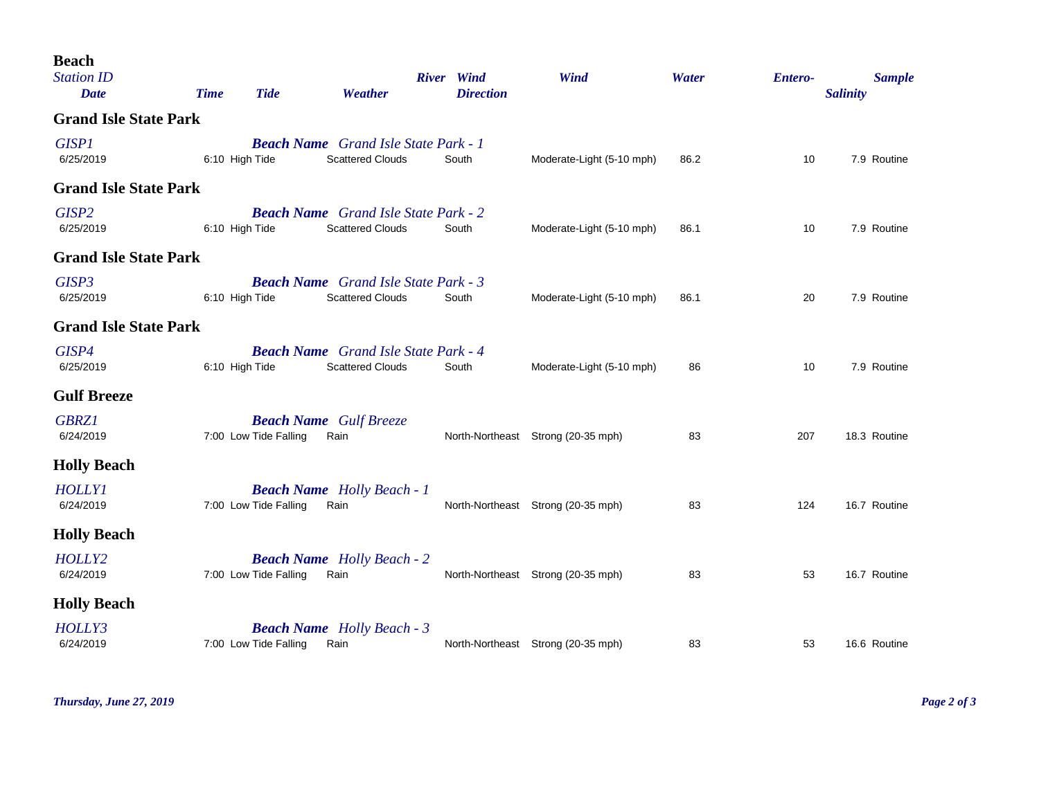| Beach<br>Station ID<br>Date | Time | Tide | Weather | River | Wind Direction | Wind | Water | Entero- | Salinity | Sample |
|---|---|---|---|---|---|---|---|---|---|---|
| **Grand Isle State Park** | | | | | | | | | | |
| *GISP1* | | | ***Beach Name*** *Grand Isle State Park - 1* | | | | | | | |
| 6/25/2019 | 6:10 | High Tide | Scattered Clouds | | South | Moderate-Light (5-10 mph) | 86.2 | 10 | 7.9 | Routine |
| **Grand Isle State Park** | | | | | | | | | | |
| *GISP2* | | | ***Beach Name*** *Grand Isle State Park - 2* | | | | | | | |
| 6/25/2019 | 6:10 | High Tide | Scattered Clouds | | South | Moderate-Light (5-10 mph) | 86.1 | 10 | 7.9 | Routine |
| **Grand Isle State Park** | | | | | | | | | | |
| *GISP3* | | | ***Beach Name*** *Grand Isle State Park - 3* | | | | | | | |
| 6/25/2019 | 6:10 | High Tide | Scattered Clouds | | South | Moderate-Light (5-10 mph) | 86.1 | 20 | 7.9 | Routine |
| **Grand Isle State Park** | | | | | | | | | | |
| *GISP4* | | | ***Beach Name*** *Grand Isle State Park - 4* | | | | | | | |
| 6/25/2019 | 6:10 | High Tide | Scattered Clouds | | South | Moderate-Light (5-10 mph) | 86 | 10 | 7.9 | Routine |
| **Gulf Breeze** | | | | | | | | | | |
| *GBRZ1* | | | ***Beach Name*** *Gulf Breeze* | | | | | | | |
| 6/24/2019 | 7:00 | Low Tide Falling | Rain | | North-Northeast | Strong (20-35 mph) | 83 | 207 | 18.3 | Routine |
| **Holly Beach** | | | | | | | | | | |
| *HOLLY1* | | | ***Beach Name*** *Holly Beach - 1* | | | | | | | |
| 6/24/2019 | 7:00 | Low Tide Falling | Rain | | North-Northeast | Strong (20-35 mph) | 83 | 124 | 16.7 | Routine |
| **Holly Beach** | | | | | | | | | | |
| *HOLLY2* | | | ***Beach Name*** *Holly Beach - 2* | | | | | | | |
| 6/24/2019 | 7:00 | Low Tide Falling | Rain | | North-Northeast | Strong (20-35 mph) | 83 | 53 | 16.7 | Routine |
| **Holly Beach** | | | | | | | | | | |
| *HOLLY3* | | | ***Beach Name*** *Holly Beach - 3* | | | | | | | |
| 6/24/2019 | 7:00 | Low Tide Falling | Rain | | North-Northeast | Strong (20-35 mph) | 83 | 53 | 16.6 | Routine |

*Thursday, June 27, 2019*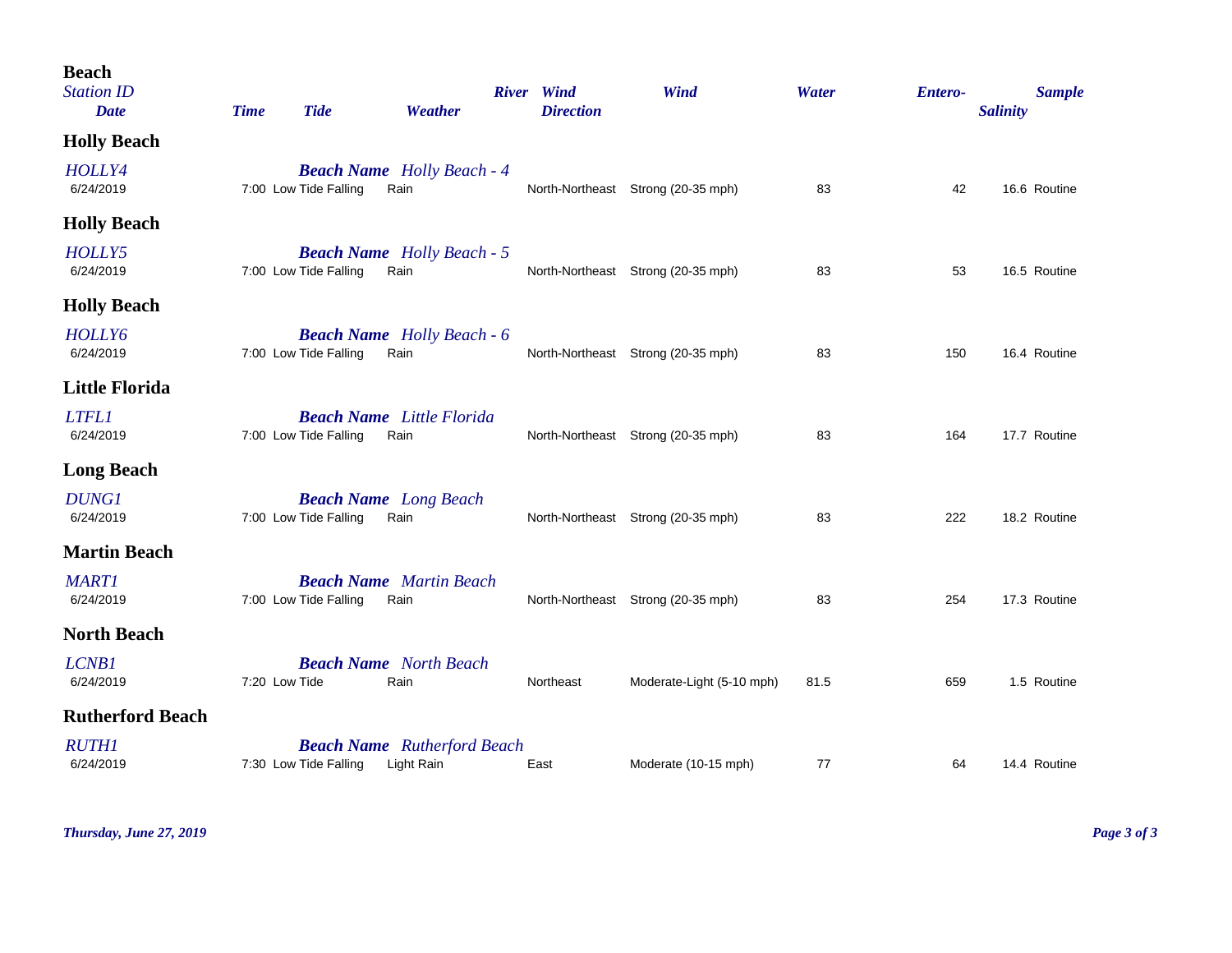**Beach**

| Station ID / Date | Time | Tide | Weather | River | Wind Direction | Wind | Water | Entero- | Salinity | Sample |
|---|---|---|---|---|---|---|---|---|---|---|
| **Holly Beach** | | | | | | | | | | |
| *HOLLY4* | | ***Beach Name*** *Holly Beach - 4* | | | | | | | | |
| 6/24/2019 | 7:00 | Low Tide Falling | Rain | | North-Northeast | Strong (20-35 mph) | 83 | 42 | 16.6 | Routine |
| **Holly Beach** | | | | | | | | | | |
| *HOLLY5* | | ***Beach Name*** *Holly Beach - 5* | | | | | | | | |
| 6/24/2019 | 7:00 | Low Tide Falling | Rain | | North-Northeast | Strong (20-35 mph) | 83 | 53 | 16.5 | Routine |
| **Holly Beach** | | | | | | | | | | |
| *HOLLY6* | | ***Beach Name*** *Holly Beach - 6* | | | | | | | | |
| 6/24/2019 | 7:00 | Low Tide Falling | Rain | | North-Northeast | Strong (20-35 mph) | 83 | 150 | 16.4 | Routine |
| **Little Florida** | | | | | | | | | | |
| *LTFL1* | | ***Beach Name*** *Little Florida* | | | | | | | | |
| 6/24/2019 | 7:00 | Low Tide Falling | Rain | | North-Northeast | Strong (20-35 mph) | 83 | 164 | 17.7 | Routine |
| **Long Beach** | | | | | | | | | | |
| *DUNG1* | | ***Beach Name*** *Long Beach* | | | | | | | | |
| 6/24/2019 | 7:00 | Low Tide Falling | Rain | | North-Northeast | Strong (20-35 mph) | 83 | 222 | 18.2 | Routine |
| **Martin Beach** | | | | | | | | | | |
| *MART1* | | ***Beach Name*** *Martin Beach* | | | | | | | | |
| 6/24/2019 | 7:00 | Low Tide Falling | Rain | | North-Northeast | Strong (20-35 mph) | 83 | 254 | 17.3 | Routine |
| **North Beach** | | | | | | | | | | |
| *LCNB1* | | ***Beach Name*** *North Beach* | | | | | | | | |
| 6/24/2019 | 7:20 | Low Tide | Rain | | Northeast | Moderate-Light (5-10 mph) | 81.5 | 659 | 1.5 | Routine |
| **Rutherford Beach** | | | | | | | | | | |
| *RUTH1* | | ***Beach Name*** *Rutherford Beach* | | | | | | | | |
| 6/24/2019 | 7:30 | Low Tide Falling | Light Rain | | East | Moderate (10-15 mph) | 77 | 64 | 14.4 | Routine |

*Thursday, June 27, 2019*